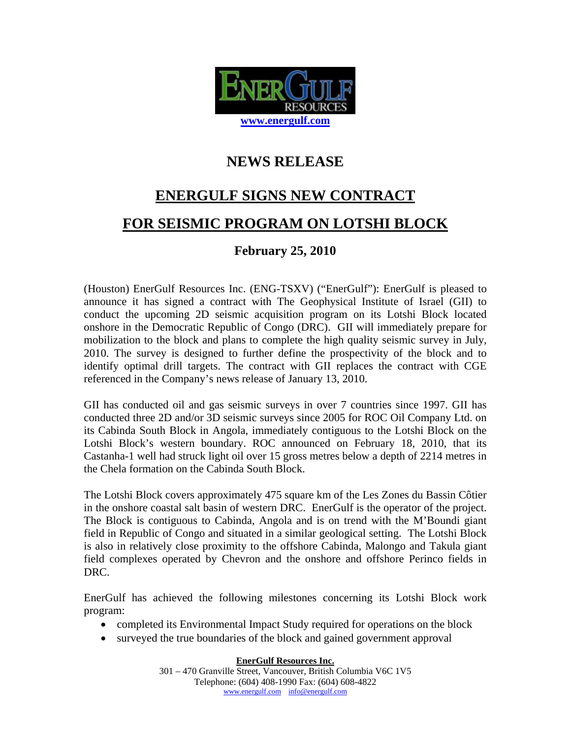www.energulf.com

# NEWS RELEASE

## ENERGULF SIGNS NEW CONTRACT

## FOR SEISMIC PROGRAM ON LOTSHI BLOCK

### February 25, 2010

(Houston) EnerGulf Resources Inc. (ENG-TSXV) ("EnerGulf"): EnerGulf is pleased to announce it has signed a contract with The Geophysical Institute of Israel (GII) to conduct the upcoming 2D seismic acquisition program on its Lotshi Block located onshore in the Democratic Republic of Congo (DRC). GII will immediately prepare for mobilization to the block and plans to complete the high quality seismic survey in July, 2010. The survey is designed to further define the prospectivity of the block and to identify optimal drill targets. The contract with GII replaces the contract with CGE referenced in the Company's news release of January 13, 2010.

GII has conducted oil and gas seismic surveys in over 7 countries since 1997. GII has conducted three 2D and/or 3D seismic surveys since 2005 for ROC Oil Company Ltd. on its Cabinda South Block in Angola, immediately contiguous to the Lotshi Block on the Lotshi Block's western boundary. ROC announced on February 18, 2010, that its Castanha-1 well had struck light oil over 15 gross metres below a depth of 2214 metres in the Chela formation on the Cabinda South Block.

The Lotshi Block covers approximately 475 square km of the Les Zones du Bassin Côtier in the onshore coastal salt basin of western DRC. EnerGulf is the operator of the project. The Block is contiguous to Cabinda, Angola and is on trend with the M'Boundi giant field in Republic of Congo and situated in a similar geological setting. The Lotshi Block is also in relatively close proximity to the offshore Cabinda, Malongo and Takula giant field complexes operated by Chevron and the onshore and offshore Perinco fields in DRC.

EnerGulf has achieved the following milestones concerning its Lotshi Block work program:

- completed its Environmental Impact Study required for operations on the block
- surveyed the true boundaries of the block and gained government approval

**EnerGulf Resources Inc.**
301 – 470 Granville Street, Vancouver, British Columbia V6C 1V5
Telephone: (604) 408-1990 Fax: (604) 608-4822
www.energulf.com info@energulf.com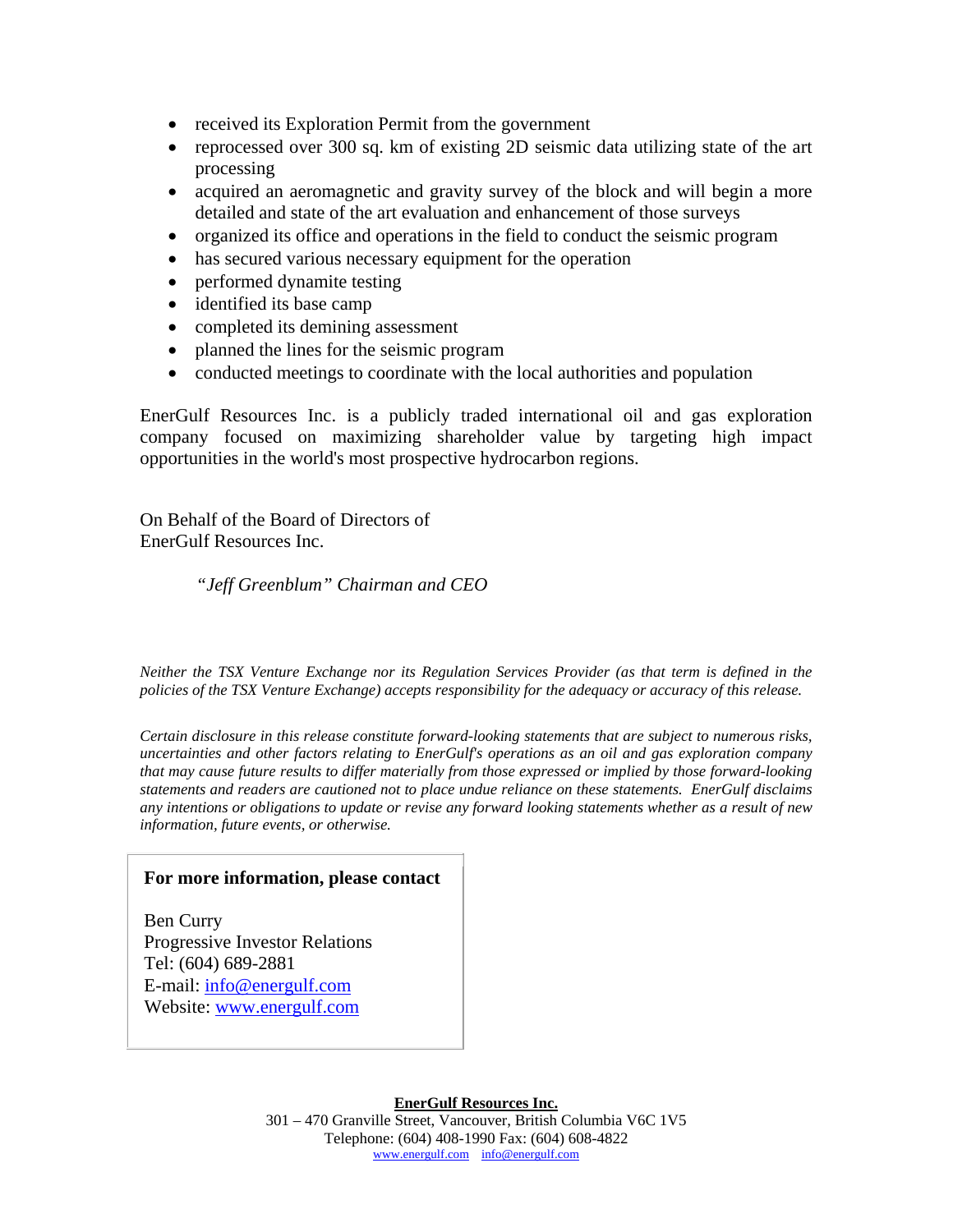- received its Exploration Permit from the government
- reprocessed over 300 sq. km of existing 2D seismic data utilizing state of the art processing
- acquired an aeromagnetic and gravity survey of the block and will begin a more detailed and state of the art evaluation and enhancement of those surveys
- organized its office and operations in the field to conduct the seismic program
- has secured various necessary equipment for the operation
- performed dynamite testing
- identified its base camp
- completed its demining assessment
- planned the lines for the seismic program
- conducted meetings to coordinate with the local authorities and population

EnerGulf Resources Inc. is a publicly traded international oil and gas exploration company focused on maximizing shareholder value by targeting high impact opportunities in the world's most prospective hydrocarbon regions.

On Behalf of the Board of Directors of
EnerGulf Resources Inc.

*"Jeff Greenblum" Chairman and CEO*

*Neither the TSX Venture Exchange nor its Regulation Services Provider (as that term is defined in the policies of the TSX Venture Exchange) accepts responsibility for the adequacy or accuracy of this release.*

*Certain disclosure in this release constitute forward-looking statements that are subject to numerous risks, uncertainties and other factors relating to EnerGulf's operations as an oil and gas exploration company that may cause future results to differ materially from those expressed or implied by those forward-looking statements and readers are cautioned not to place undue reliance on these statements. EnerGulf disclaims any intentions or obligations to update or revise any forward looking statements whether as a result of new information, future events, or otherwise.*

**For more information, please contact**

Ben Curry
Progressive Investor Relations
Tel: (604) 689-2881
E-mail: info@energulf.com
Website: www.energulf.com

**EnerGulf Resources Inc.**
301 – 470 Granville Street, Vancouver, British Columbia V6C 1V5
Telephone: (604) 408-1990 Fax: (604) 608-4822
www.energulf.com info@energulf.com